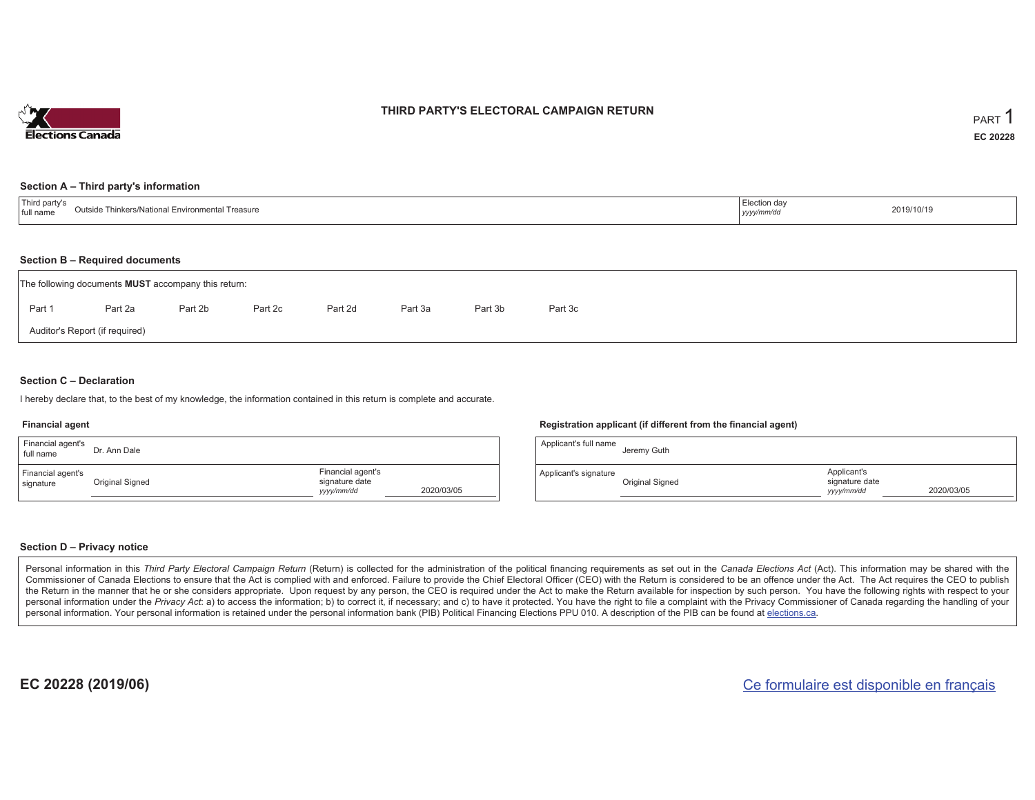# THIRD PARTY'S ELECTORAL CAMPAIGN RETURN

PART 1

EC 20228

## Section A – Third party's information

| Third party's full name | Outside Thinkers/National Environmental Treasure | Election day *yyyy/mm/dd* | 2019/10/19 |
|---|---|---|---|

## Section B – Required documents

The following documents **MUST** accompany this return:

Part 1 Part 2a Part 2b Part 2c Part 2d Part 3a Part 3b Part 3c

Auditor's Report (if required)

## Section C – Declaration

I hereby declare that, to the best of my knowledge, the information contained in this return is complete and accurate.

### Financial agent

| Financial agent's full name | Dr. Ann Dale | | |
|---|---|---|---|
| Financial agent's signature | Original Signed | Financial agent's signature date *yyyy/mm/dd* | 2020/03/05 |

### Registration applicant (if different from the financial agent)

| Applicant's full name | Jeremy Guth | | |
|---|---|---|---|
| Applicant's signature | Original Signed | Applicant's signature date *yyyy/mm/dd* | 2020/03/05 |

## Section D – Privacy notice

Personal information in this *Third Party Electoral Campaign Return* (Return) is collected for the administration of the political financing requirements as set out in the *Canada Elections Act* (Act). This information may be shared with the Commissioner of Canada Elections to ensure that the Act is complied with and enforced. Failure to provide the Chief Electoral Officer (CEO) with the Return is considered to be an offence under the Act. The Act requires the CEO to publish the Return in the manner that he or she considers appropriate. Upon request by any person, the CEO is required under the Act to make the Return available for inspection by such person. You have the following rights with respect to your personal information under the *Privacy Act*: a) to access the information; b) to correct it, if necessary; and c) to have it protected. You have the right to file a complaint with the Privacy Commissioner of Canada regarding the handling of your personal information. Your personal information is retained under the personal information bank (PIB) Political Financing Elections PPU 010. A description of the PIB can be found at elections.ca.

EC 20228 (2019/06)

Ce formulaire est disponible en français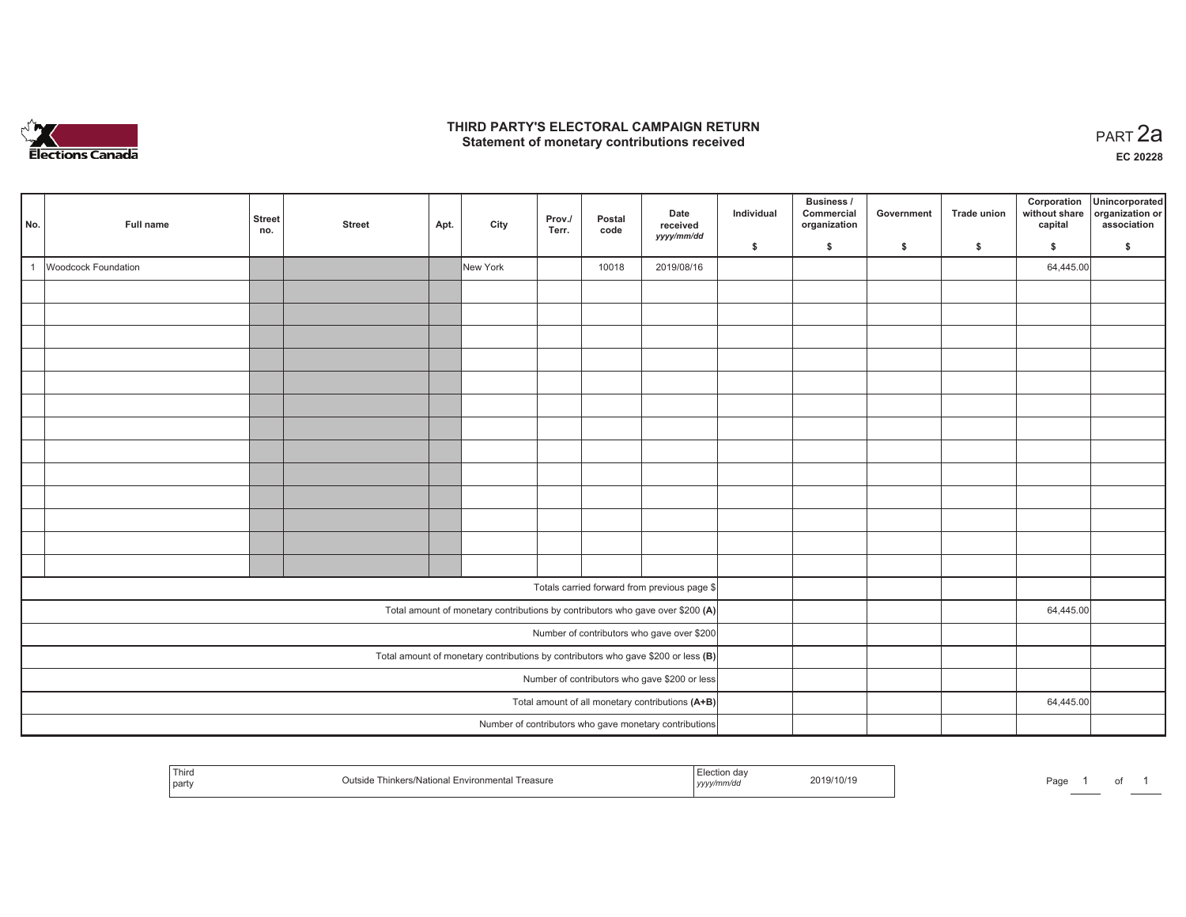# THIRD PARTY'S ELECTORAL CAMPAIGN RETURN
## Statement of monetary contributions received

PART 2a

EC 20228

| No. | Full name | Street no. | Street | Apt. | City | Prov./Terr. | Postal code | Date received yyyy/mm/dd | Individual $ | Business / Commercial organization $ | Government $ | Trade union $ | Corporation without share capital $ | Unincorporated organization or association $ |
|---|---|---|---|---|---|---|---|---|---|---|---|---|---|---|
| 1 | Woodcock Foundation | | | | New York | | 10018 | 2019/08/16 | | | | | 64,445.00 | |
| | | | | | | | | | | | | | | |
| | | | | | | | | | | | | | | |
| | | | | | | | | | | | | | | |
| | | | | | | | | | | | | | | |
| | | | | | | | | | | | | | | |
| | | | | | | | | | | | | | | |
| | | | | | | | | | | | | | | |
| | | | | | | | | | | | | | | |
| | | | | | | | | | | | | | | |
| | | | | | | | | | | | | | | |
| | | | | | | | | | | | | | | |
| | | | | | | | | | | | | | | |
| | | | | | | | | | | | | | | |
| Totals carried forward from previous page $ | | | | | | | | | | | | | | |
| Total amount of monetary contributions by contributors who gave over $200 (A) | | | | | | | | | | | | | 64,445.00 | |
| Number of contributors who gave over $200 | | | | | | | | | | | | | | |
| Total amount of monetary contributions by contributors who gave $200 or less (B) | | | | | | | | | | | | | | |
| Number of contributors who gave $200 or less | | | | | | | | | | | | | | |
| Total amount of all monetary contributions (A+B) | | | | | | | | | | | | | 64,445.00 | |
| Number of contributors who gave monetary contributions | | | | | | | | | | | | | | |

| Third party | Outside Thinkers/National Environmental Treasure | Election day yyyy/mm/dd | 2019/10/19 |
|---|---|---|---|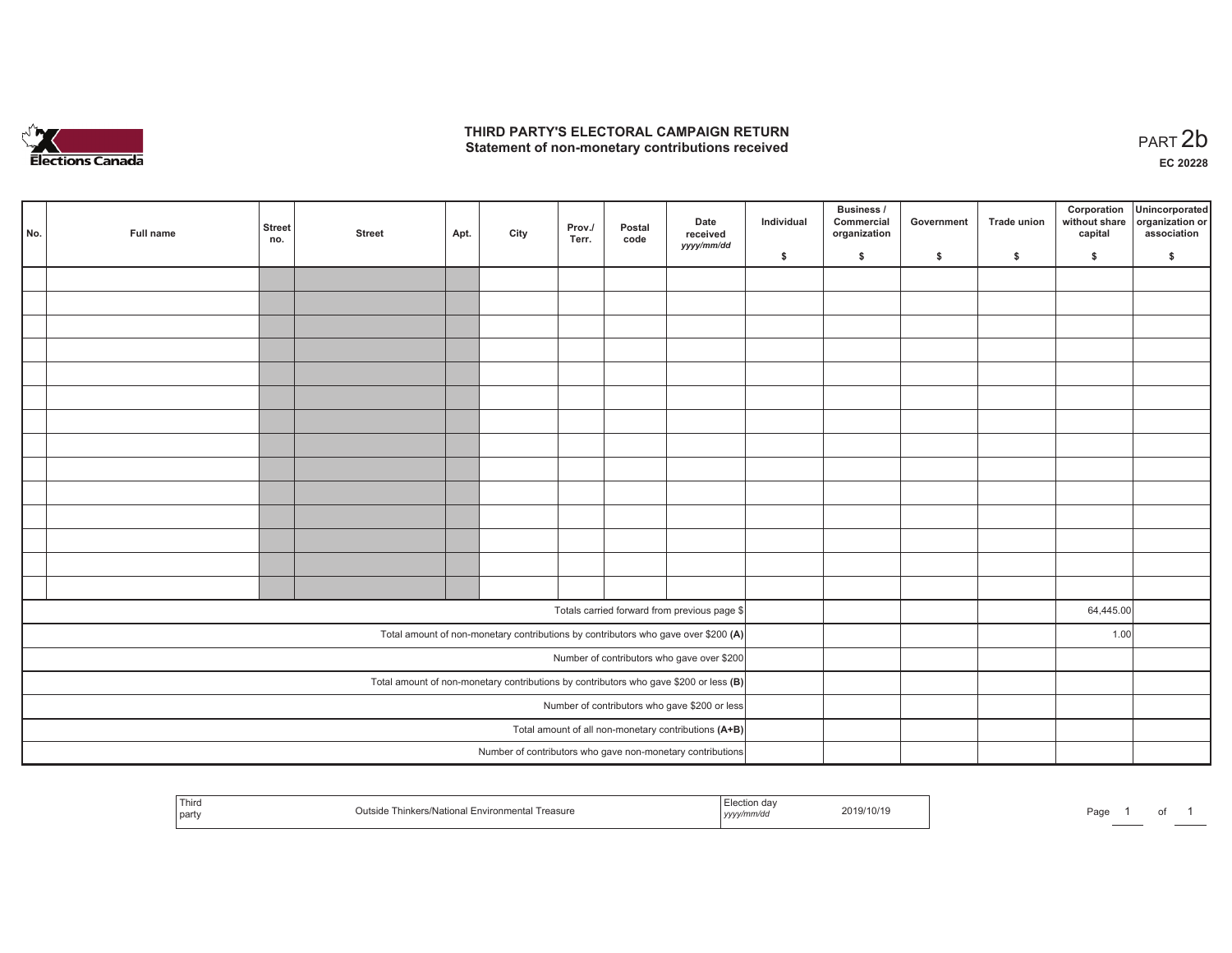# THIRD PARTY'S ELECTORAL CAMPAIGN RETURN
## Statement of non-monetary contributions received

PART 2b

EC 20228

| No. | Full name | Street no. | Street | Apt. | City | Prov./ Terr. | Postal code | Date received yyyy/mm/dd | Individual $ | Business / Commercial organization $ | Government $ | Trade union $ | Corporation without share capital $ | Unincorporated organization or association $ |
|---|---|---|---|---|---|---|---|---|---|---|---|---|---|---|
| | | | | | | | | | | | | | | |
| | | | | | | | | | | | | | | |
| | | | | | | | | | | | | | | |
| | | | | | | | | | | | | | | |
| | | | | | | | | | | | | | | |
| | | | | | | | | | | | | | | |
| | | | | | | | | | | | | | | |
| | | | | | | | | | | | | | | |
| | | | | | | | | | | | | | | |
| | | | | | | | | | | | | | | |
| | | | | | | | | | | | | | | |
| | | | | | | | | | | | | | | |
| | | | | | | | | | | | | | | |
| | | | | | | | | | | | | | | |
| Totals carried forward from previous page $ | | | | | | | | | | | | | 64,445.00 | |
| Total amount of non-monetary contributions by contributors who gave over $200 **(A)** | | | | | | | | | | | | | 1.00 | |
| Number of contributors who gave over $200 | | | | | | | | | | | | | | |
| Total amount of non-monetary contributions by contributors who gave $200 or less **(B)** | | | | | | | | | | | | | | |
| Number of contributors who gave $200 or less | | | | | | | | | | | | | | |
| Total amount of all non-monetary contributions **(A+B)** | | | | | | | | | | | | | | |
| Number of contributors who gave non-monetary contributions | | | | | | | | | | | | | | |

| Third party | Outside Thinkers/National Environmental Treasure | Election day yyyy/mm/dd | 2019/10/19 |
|---|---|---|---|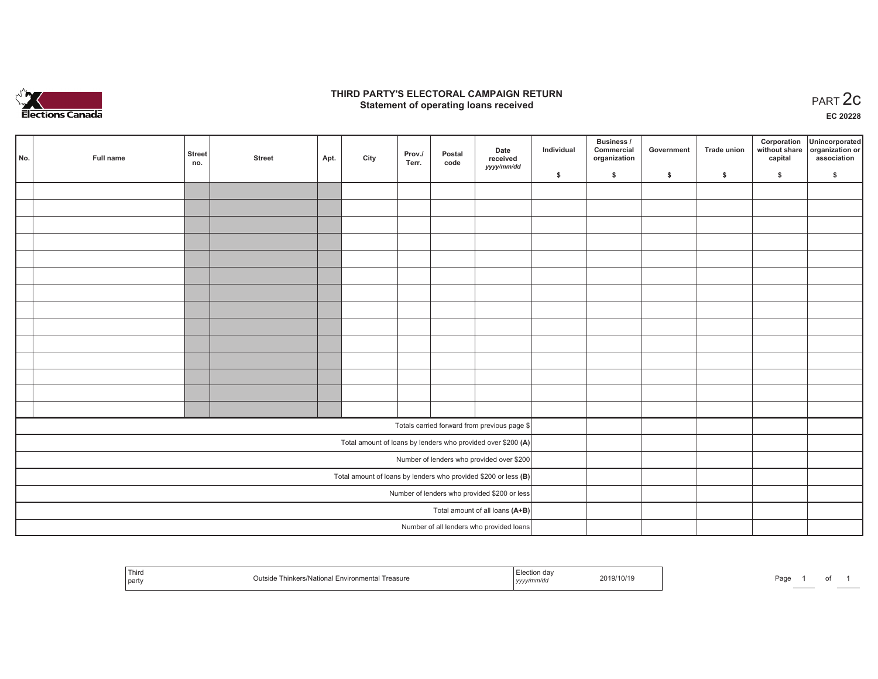Elections Canada

# THIRD PARTY'S ELECTORAL CAMPAIGN RETURN
## Statement of operating loans received

PART 2c

EC 20228

| No. | Full name | Street no. | Street | Apt. | City | Prov./ Terr. | Postal code | Date received yyyy/mm/dd | Individual $ | Business / Commercial organization $ | Government $ | Trade union $ | Corporation without share capital $ | Unincorporated organization or association $ |
|---|---|---|---|---|---|---|---|---|---|---|---|---|---|---|
| | | | | | | | | | | | | | | |
| | | | | | | | | | | | | | | |
| | | | | | | | | | | | | | | |
| | | | | | | | | | | | | | | |
| | | | | | | | | | | | | | | |
| | | | | | | | | | | | | | | |
| | | | | | | | | | | | | | | |
| | | | | | | | | | | | | | | |
| | | | | | | | | | | | | | | |
| | | | | | | | | | | | | | | |
| | | | | | | | | | | | | | | |
| | | | | | | | | | | | | | | |
| | | | | | | | | | | | | | | |
| | | | | | | | | | | | | | | |
| Totals carried forward from previous page $ | | | | | | | | | | | | | | |
| Total amount of loans by lenders who provided over $200 **(A)** | | | | | | | | | | | | | | |
| Number of lenders who provided over $200 | | | | | | | | | | | | | | |
| Total amount of loans by lenders who provided $200 or less **(B)** | | | | | | | | | | | | | | |
| Number of lenders who provided $200 or less | | | | | | | | | | | | | | |
| Total amount of all loans **(A+B)** | | | | | | | | | | | | | | |
| Number of all lenders who provided loans | | | | | | | | | | | | | | |

| Third party | Outside Thinkers/National Environmental Treasure | Election day yyyy/mm/dd | 2019/10/19 |
|---|---|---|---|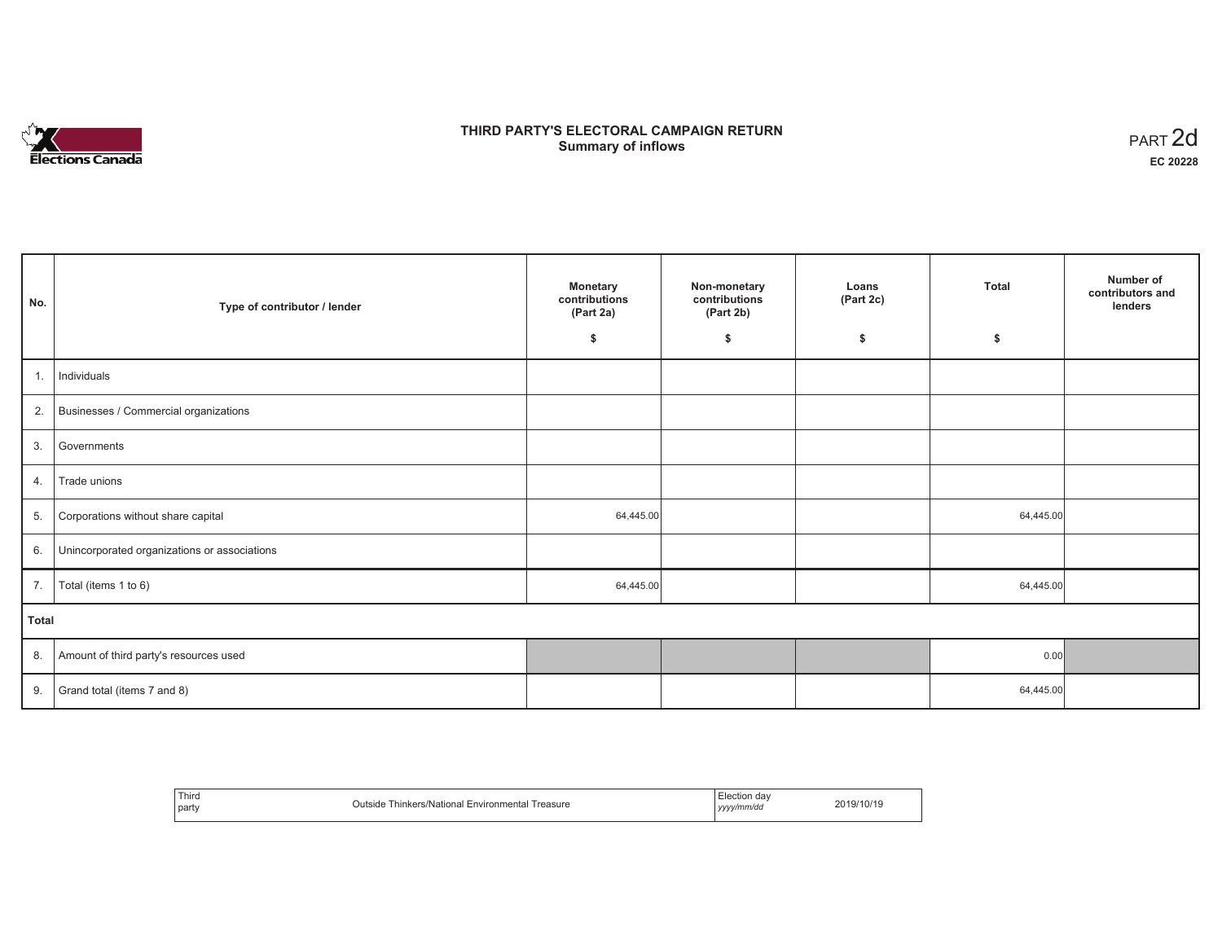Elections Canada

# THIRD PARTY'S ELECTORAL CAMPAIGN RETURN
## Summary of inflows

PART 2d
**EC 20228**

| No. | Type of contributor / lender | Monetary contributions (Part 2a) $ | Non-monetary contributions (Part 2b) $ | Loans (Part 2c) $ | Total $ | Number of contributors and lenders |
|---|---|---|---|---|---|---|
| 1. | Individuals | | | | | |
| 2. | Businesses / Commercial organizations | | | | | |
| 3. | Governments | | | | | |
| 4. | Trade unions | | | | | |
| 5. | Corporations without share capital | 64,445.00 | | | 64,445.00 | |
| 6. | Unincorporated organizations or associations | | | | | |
| 7. | Total (items 1 to 6) | 64,445.00 | | | 64,445.00 | |
| **Total** | | | | | | |
| 8. | Amount of third party's resources used | | | | 0.00 | |
| 9. | Grand total (items 7 and 8) | | | | 64,445.00 | |

| Third party | Outside Thinkers/National Environmental Treasure | Election day *yyyy/mm/dd* | 2019/10/19 |
|---|---|---|---|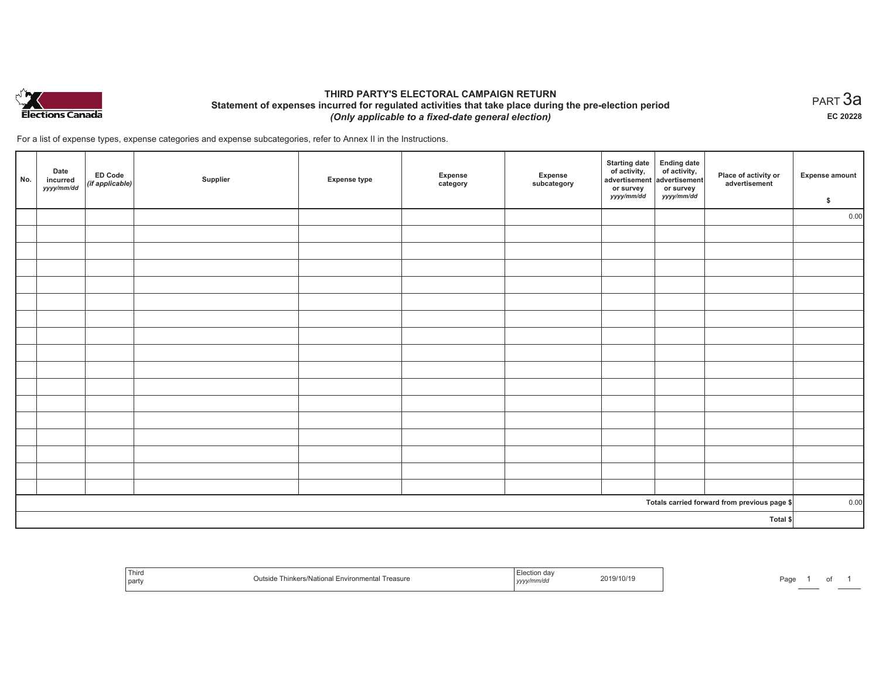Elections Canada

# THIRD PARTY'S ELECTORAL CAMPAIGN RETURN

## Statement of expenses incurred for regulated activities that take place during the pre-election period

*(Only applicable to a fixed-date general election)*

PART 3a

**EC 20228**

For a list of expense types, expense categories and expense subcategories, refer to Annex II in the Instructions.

| No. | Date incurred *yyyy/mm/dd* | ED Code *(if applicable)* | Supplier | Expense type | Expense category | Expense subcategory | Starting date of activity, advertisement or survey *yyyy/mm/dd* | Ending date of activity, advertisement or survey *yyyy/mm/dd* | Place of activity or advertisement | Expense amount $ |
|---|---|---|---|---|---|---|---|---|---|---|
| | | | | | | | | | | 0.00 |
| | | | | | | | | | | |
| | | | | | | | | | | |
| | | | | | | | | | | |
| | | | | | | | | | | |
| | | | | | | | | | | |
| | | | | | | | | | | |
| | | | | | | | | | | |
| | | | | | | | | | | |
| | | | | | | | | | | |
| | | | | | | | | | | |
| | | | | | | | | | | |
| | | | | | | | | | | |
| | | | | | | | | | | |
| | | | | | | | | | | |
| | | | | | | | | | | |
| | | | | | | | | | | |
| | | | | | | | | | **Totals carried forward from previous page $** | 0.00 |
| | | | | | | | | | **Total $** | |

| Third party | Outside Thinkers/National Environmental Treasure | Election day *yyyy/mm/dd* | 2019/10/19 |
|---|---|---|---|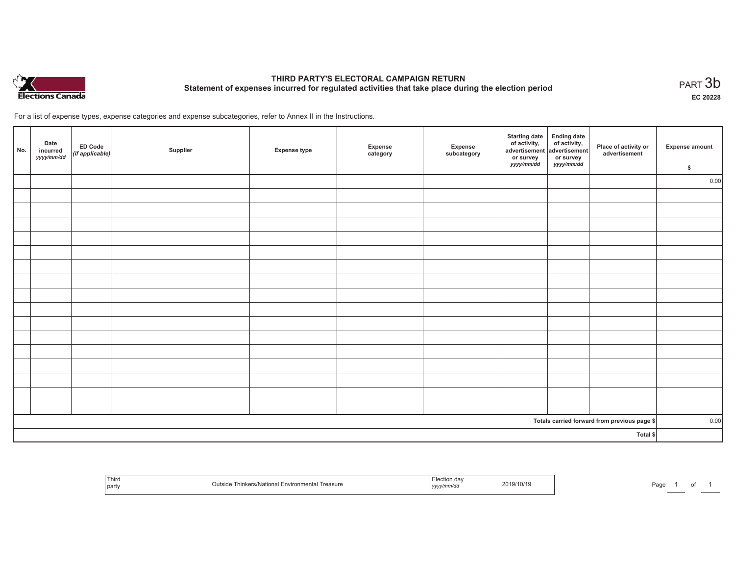# THIRD PARTY'S ELECTORAL CAMPAIGN RETURN

## Statement of expenses incurred for regulated activities that take place during the election period

PART 3b

EC 20228

For a list of expense types, expense categories and expense subcategories, refer to Annex II in the Instructions.

| No. | Date incurred *yyyy/mm/dd* | ED Code *(if applicable)* | Supplier | Expense type | Expense category | Expense subcategory | Starting date of activity, advertisement or survey *yyyy/mm/dd* | Ending date of activity, advertisement or survey *yyyy/mm/dd* | Place of activity or advertisement | Expense amount $ |
|---|---|---|---|---|---|---|---|---|---|---|
| | | | | | | | | | | 0.00 |
| | | | | | | | | | | |
| | | | | | | | | | | |
| | | | | | | | | | | |
| | | | | | | | | | | |
| | | | | | | | | | | |
| | | | | | | | | | | |
| | | | | | | | | | | |
| | | | | | | | | | | |
| | | | | | | | | | | |
| | | | | | | | | | | |
| | | | | | | | | | | |
| | | | | | | | | | | |
| | | | | | | | | | | |
| | | | | | | | | | | |
| | | | | | | | | | | |
| | | | | | | | | | | |
| Totals carried forward from previous page $ | | | | | | | | | | 0.00 |
| Total $ | | | | | | | | | | |

| Third party | Outside Thinkers/National Environmental Treasure | Election day *yyyy/mm/dd* | 2019/10/19 |
|---|---|---|---|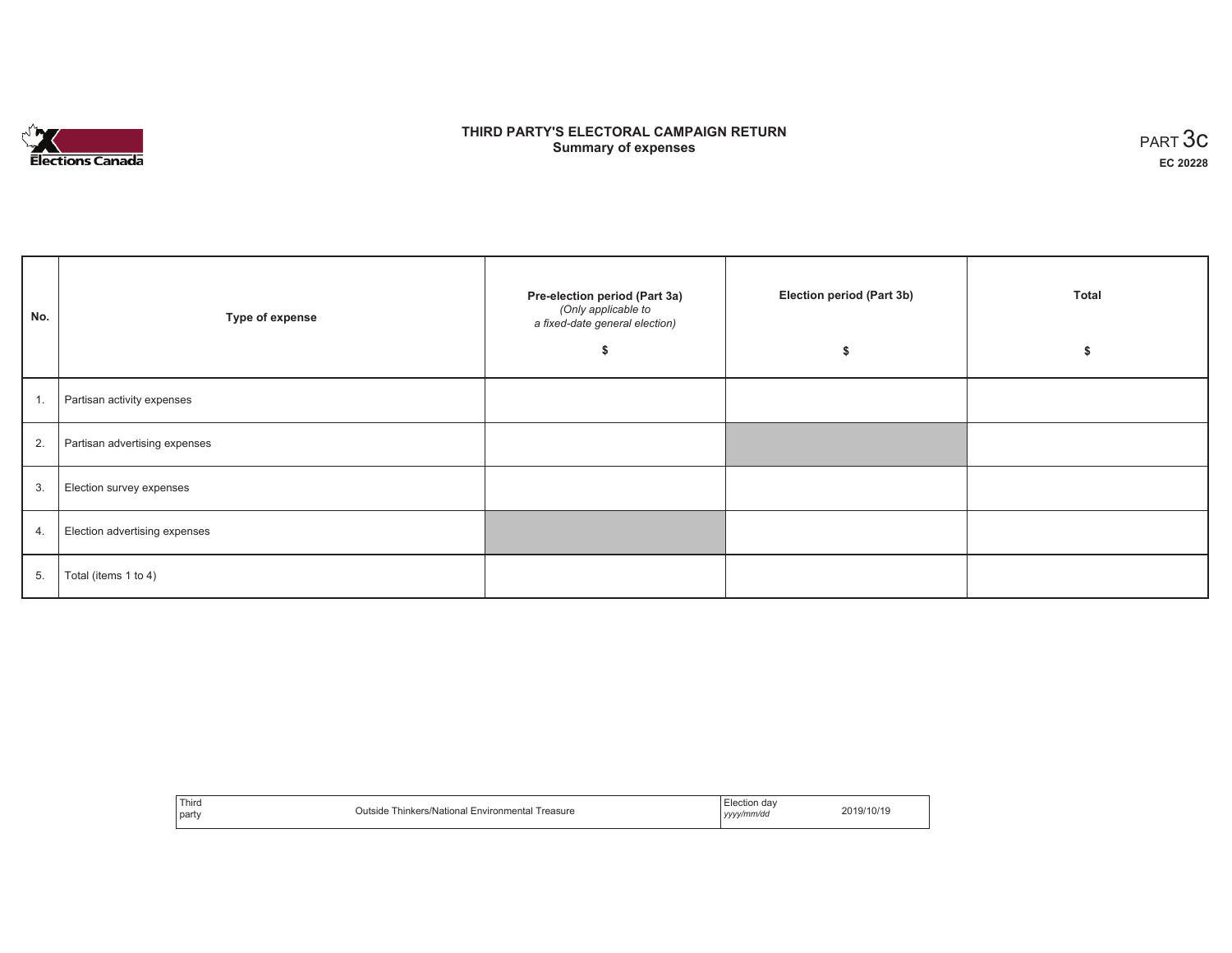# THIRD PARTY'S ELECTORAL CAMPAIGN RETURN
## Summary of expenses

PART 3c

EC 20228

| No. | Type of expense | Pre-election period (Part 3a) *(Only applicable to a fixed-date general election)* $ | Election period (Part 3b) $ | Total $ |
|---|---|---|---|---|
| 1. | Partisan activity expenses | | | |
| 2. | Partisan advertising expenses | | | |
| 3. | Election survey expenses | | | |
| 4. | Election advertising expenses | | | |
| 5. | Total (items 1 to 4) | | | |

| Third party | Outside Thinkers/National Environmental Treasure | Election day *yyyy/mm/dd* | 2019/10/19 |
|---|---|---|---|